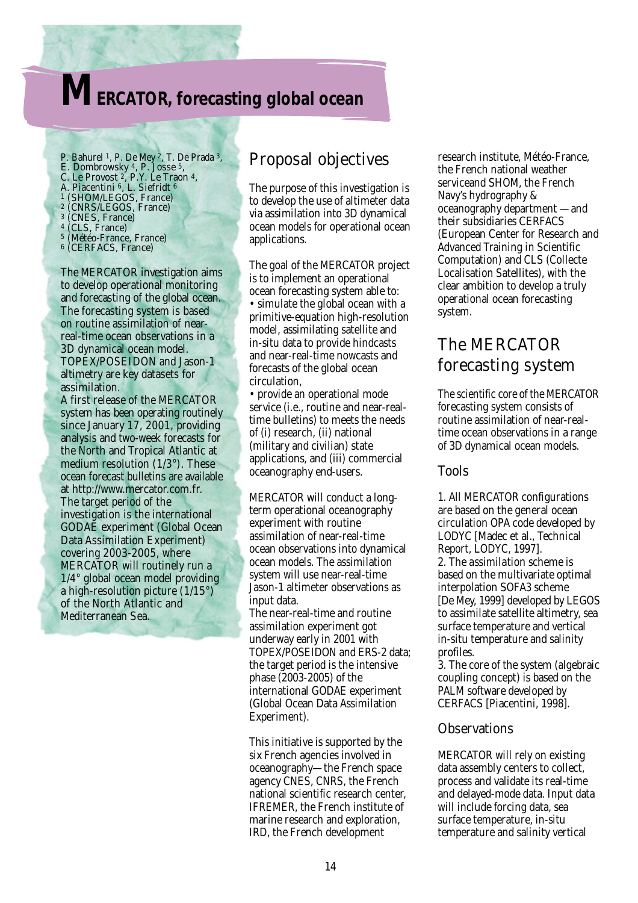# MERCATOR, forecasting global ocean

P. Bahurel [1], P. De Mey [2], T. De Prada [3], E. Dombrowsky [4], P. Josse [5], C. Le Provost [2], P.Y. Le Traon [4], A. Piacentini [6], L. Siefridt [6]

[1] (SHOM/LEGOS, France)
[2] (CNRS/LEGOS, France)
[3] (CNES, France)
[4] (CLS, France)
[5] (Météo-France, France)
[6] (CERFACS, France)

The MERCATOR investigation aims to develop operational monitoring and forecasting of the global ocean. The forecasting system is based on routine assimilation of near-real-time ocean observations in a 3D dynamical ocean model. TOPEX/POSEIDON and Jason-1 altimetry are key datasets for assimilation.
A first release of the MERCATOR system has been operating routinely since January 17, 2001, providing analysis and two-week forecasts for the North and Tropical Atlantic at medium resolution (1/3°). These ocean forecast bulletins are available at http://www.mercator.com.fr.
The target period of the investigation is the international GODAE experiment (Global Ocean Data Assimilation Experiment) covering 2003-2005, where MERCATOR will routinely run a 1/4° global ocean model providing a high-resolution picture (1/15°) of the North Atlantic and Mediterranean Sea.

## Proposal objectives

The purpose of this investigation is to develop the use of altimeter data via assimilation into 3D dynamical ocean models for operational ocean applications.

The goal of the MERCATOR project is to implement an operational ocean forecasting system able to:

- simulate the global ocean with a primitive-equation high-resolution model, assimilating satellite and in-situ data to provide hindcasts and near-real-time nowcasts and forecasts of the global ocean circulation,
- provide an operational mode service (i.e., routine and near-real-time bulletins) to meets the needs of (i) research, (ii) national (military and civilian) state applications, and (iii) commercial oceanography end-users.

MERCATOR will conduct a long-term operational oceanography experiment with routine assimilation of near-real-time ocean observations into dynamical ocean models. The assimilation system will use near-real-time Jason-1 altimeter observations as input data.
The near-real-time and routine assimilation experiment got underway early in 2001 with TOPEX/POSEIDON and ERS-2 data; the target period is the intensive phase (2003-2005) of the international GODAE experiment (Global Ocean Data Assimilation Experiment).

This initiative is supported by the six French agencies involved in oceanography—the French space agency CNES, CNRS, the French national scientific research center, IFREMER, the French institute of marine research and exploration, IRD, the French development research institute, Météo-France, the French national weather serviceand SHOM, the French Navy's hydrography & oceanography department —and their subsidiaries CERFACS (European Center for Research and Advanced Training in Scientific Computation) and CLS (Collecte Localisation Satellites), with the clear ambition to develop a truly operational ocean forecasting system.

## The MERCATOR forecasting system

The scientific core of the MERCATOR forecasting system consists of routine assimilation of near-real-time ocean observations in a range of 3D dynamical ocean models.

### Tools

1. All MERCATOR configurations are based on the general ocean circulation OPA code developed by LODYC [Madec et al., Technical Report, LODYC, 1997].
2. The assimilation scheme is based on the multivariate optimal interpolation SOFA3 scheme [De Mey, 1999] developed by LEGOS to assimilate satellite altimetry, sea surface temperature and vertical in-situ temperature and salinity profiles.
3. The core of the system (algebraic coupling concept) is based on the PALM software developed by CERFACS [Piacentini, 1998].

### Observations

MERCATOR will rely on existing data assembly centers to collect, process and validate its real-time and delayed-mode data. Input data will include forcing data, sea surface temperature, in-situ temperature and salinity vertical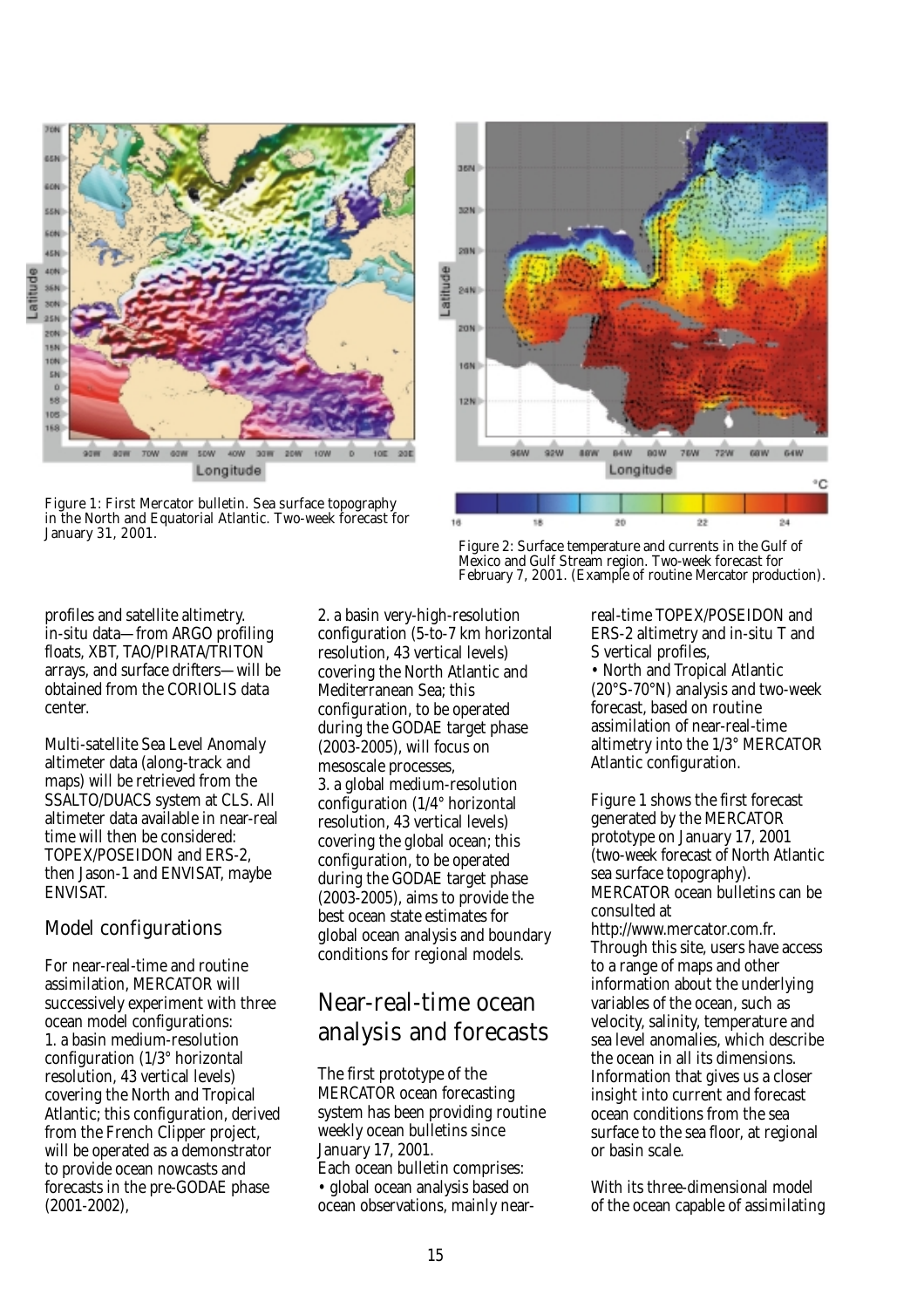Figure 1: First Mercator bulletin. Sea surface topography in the North and Equatorial Atlantic. Two-week forecast for January 31, 2001.

Figure 2: Surface temperature and currents in the Gulf of Mexico and Gulf Stream region. Two-week forecast for February 7, 2001. (Example of routine Mercator production).

profiles and satellite altimetry. in-situ data—from ARGO profiling floats, XBT, TAO/PIRATA/TRITON arrays, and surface drifters—will be obtained from the CORIOLIS data center.

Multi-satellite Sea Level Anomaly altimeter data (along-track and maps) will be retrieved from the SSALTO/DUACS system at CLS. All altimeter data available in near-real time will then be considered: TOPEX/POSEIDON and ERS-2, then Jason-1 and ENVISAT, maybe ENVISAT.

## Model configurations

For near-real-time and routine assimilation, MERCATOR will successively experiment with three ocean model configurations:
1. a basin medium-resolution configuration (1/3° horizontal resolution, 43 vertical levels) covering the North and Tropical Atlantic; this configuration, derived from the French Clipper project, will be operated as a demonstrator to provide ocean nowcasts and forecasts in the pre-GODAE phase (2001-2002),
2. a basin very-high-resolution configuration (5-to-7 km horizontal resolution, 43 vertical levels) covering the North Atlantic and Mediterranean Sea; this configuration, to be operated during the GODAE target phase (2003-2005), will focus on mesoscale processes,
3. a global medium-resolution configuration (1/4° horizontal resolution, 43 vertical levels) covering the global ocean; this configuration, to be operated during the GODAE target phase (2003-2005), aims to provide the best ocean state estimates for global ocean analysis and boundary conditions for regional models.

## Near-real-time ocean analysis and forecasts

The first prototype of the MERCATOR ocean forecasting system has been providing routine weekly ocean bulletins since January 17, 2001.
Each ocean bulletin comprises:
- global ocean analysis based on ocean observations, mainly near-real-time TOPEX/POSEIDON and ERS-2 altimetry and in-situ T and S vertical profiles,
- North and Tropical Atlantic (20°S-70°N) analysis and two-week forecast, based on routine assimilation of near-real-time altimetry into the 1/3° MERCATOR Atlantic configuration.

Figure 1 shows the first forecast generated by the MERCATOR prototype on January 17, 2001 (two-week forecast of North Atlantic sea surface topography). MERCATOR ocean bulletins can be consulted at http://www.mercator.com.fr. Through this site, users have access to a range of maps and other information about the underlying variables of the ocean, such as velocity, salinity, temperature and sea level anomalies, which describe the ocean in all its dimensions. Information that gives us a closer insight into current and forecast ocean conditions from the sea surface to the sea floor, at regional or basin scale.

With its three-dimensional model of the ocean capable of assimilating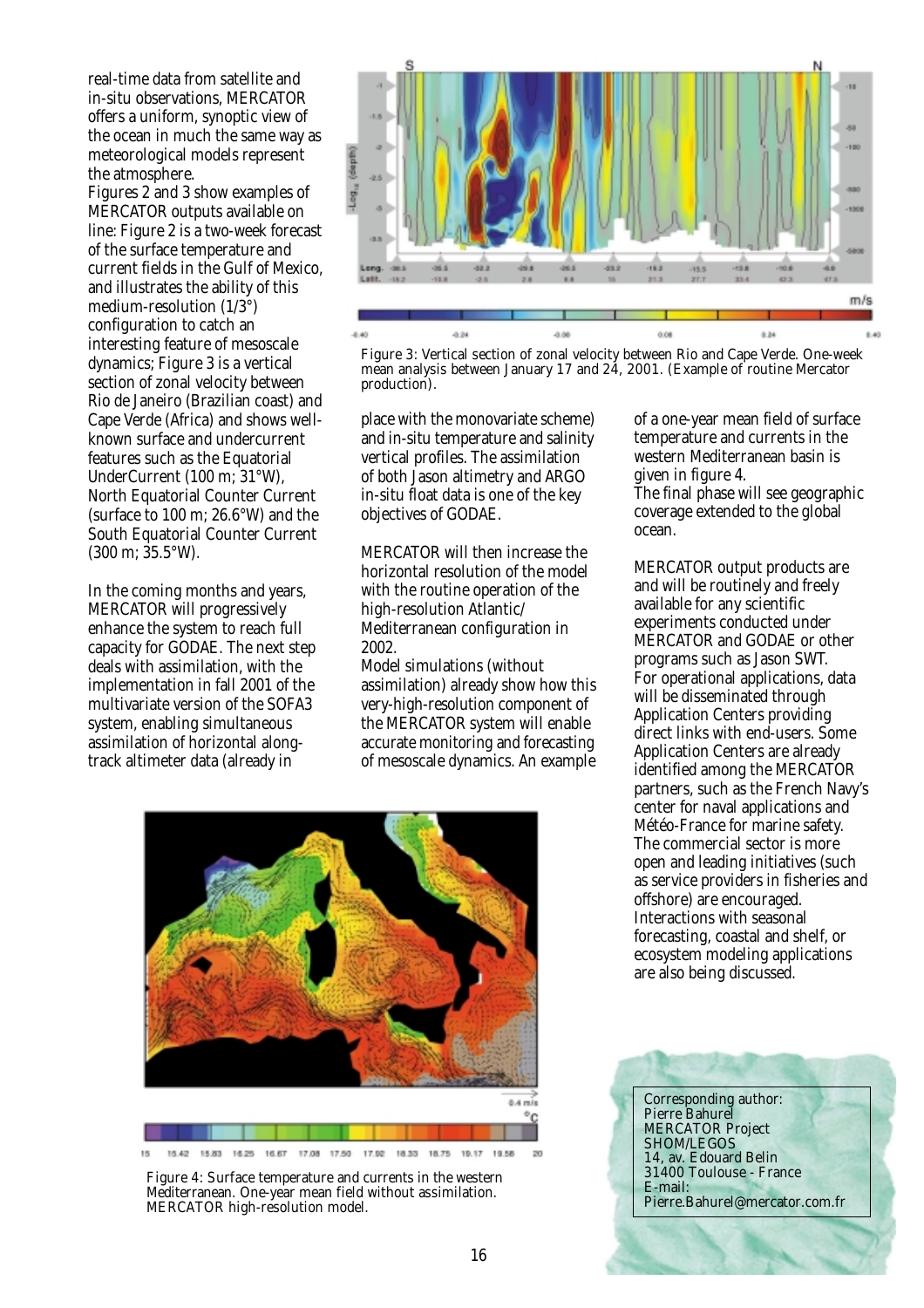real-time data from satellite and in-situ observations, MERCATOR offers a uniform, synoptic view of the ocean in much the same way as meteorological models represent the atmosphere.

Figures 2 and 3 show examples of MERCATOR outputs available on line: Figure 2 is a two-week forecast of the surface temperature and current fields in the Gulf of Mexico, and illustrates the ability of this medium-resolution (1/3°) configuration to catch an interesting feature of mesoscale dynamics; Figure 3 is a vertical section of zonal velocity between Rio de Janeiro (Brazilian coast) and Cape Verde (Africa) and shows well-known surface and undercurrent features such as the Equatorial UnderCurrent (100 m; 31°W), North Equatorial Counter Current (surface to 100 m; 26.6°W) and the South Equatorial Counter Current (300 m; 35.5°W).

In the coming months and years, MERCATOR will progressively enhance the system to reach full capacity for GODAE. The next step deals with assimilation, with the implementation in fall 2001 of the multivariate version of the SOFA3 system, enabling simultaneous assimilation of horizontal along-track altimeter data (already in place with the monovariate scheme) and in-situ temperature and salinity vertical profiles. The assimilation of both Jason altimetry and ARGO in-situ float data is one of the key objectives of GODAE.

Figure 3: Vertical section of zonal velocity between Rio and Cape Verde. One-week mean analysis between January 17 and 24, 2001. (Example of routine Mercator production).

MERCATOR will then increase the horizontal resolution of the model with the routine operation of the high-resolution Atlantic/ Mediterranean configuration in 2002.

Model simulations (without assimilation) already show how this very-high-resolution component of the MERCATOR system will enable accurate monitoring and forecasting of mesoscale dynamics. An example of a one-year mean field of surface temperature and currents in the western Mediterranean basin is given in figure 4.

The final phase will see geographic coverage extended to the global ocean.

MERCATOR output products are and will be routinely and freely available for any scientific experiments conducted under MERCATOR and GODAE or other programs such as Jason SWT.

For operational applications, data will be disseminated through Application Centers providing direct links with end-users. Some Application Centers are already identified among the MERCATOR partners, such as the French Navy's center for naval applications and Météo-France for marine safety. The commercial sector is more open and leading initiatives (such as service providers in fisheries and offshore) are encouraged. Interactions with seasonal forecasting, coastal and shelf, or ecosystem modeling applications are also being discussed.

Figure 4: Surface temperature and currents in the western Mediterranean. One-year mean field without assimilation. MERCATOR high-resolution model.

Corresponding author:
Pierre Bahurel
MERCATOR Project
SHOM/LEGOS
14, av. Edouard Belin
31400 Toulouse - France
E-mail:
Pierre.Bahurel@mercator.com.fr